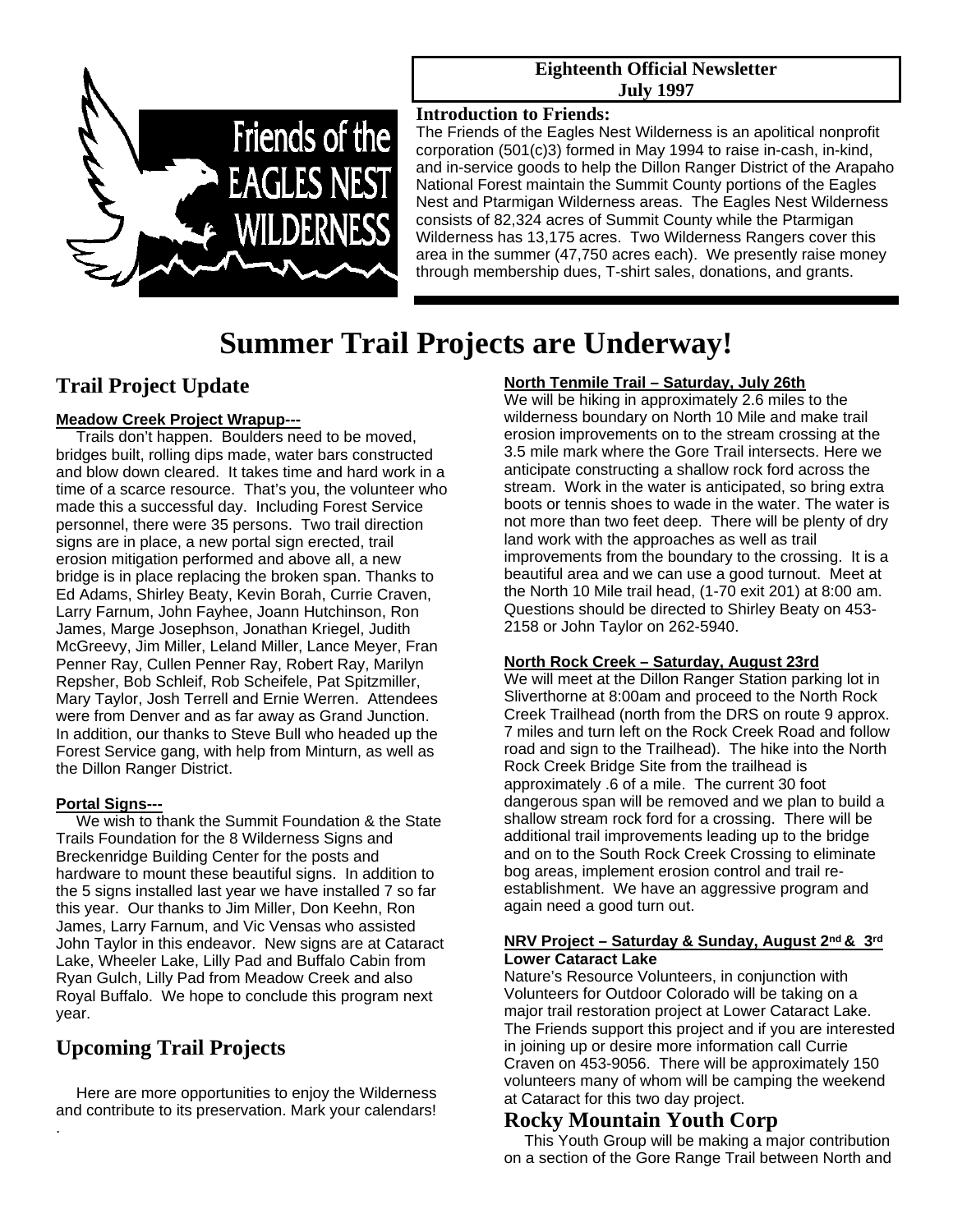Friends of the EAGLES NEST WILDERNESS

**Eighteenth Official Newsletter**
**July 1997**

**Introduction to Friends:**

The Friends of the Eagles Nest Wilderness is an apolitical nonprofit corporation (501(c)3) formed in May 1994 to raise in-cash, in-kind, and in-service goods to help the Dillon Ranger District of the Arapaho National Forest maintain the Summit County portions of the Eagles Nest and Ptarmigan Wilderness areas. The Eagles Nest Wilderness consists of 82,324 acres of Summit County while the Ptarmigan Wilderness has 13,175 acres. Two Wilderness Rangers cover this area in the summer (47,750 acres each). We presently raise money through membership dues, T-shirt sales, donations, and grants.

# Summer Trail Projects are Underway!

## Trail Project Update

**Meadow Creek Project Wrapup---**

Trails don't happen. Boulders need to be moved, bridges built, rolling dips made, water bars constructed and blow down cleared. It takes time and hard work in a time of a scarce resource. That's you, the volunteer who made this a successful day. Including Forest Service personnel, there were 35 persons. Two trail direction signs are in place, a new portal sign erected, trail erosion mitigation performed and above all, a new bridge is in place replacing the broken span. Thanks to Ed Adams, Shirley Beaty, Kevin Borah, Currie Craven, Larry Farnum, John Fayhee, Joann Hutchinson, Ron James, Marge Josephson, Jonathan Kriegel, Judith McGreevy, Jim Miller, Leland Miller, Lance Meyer, Fran Penner Ray, Cullen Penner Ray, Robert Ray, Marilyn Repsher, Bob Schleif, Rob Scheifele, Pat Spitzmiller, Mary Taylor, Josh Terrell and Ernie Werren. Attendees were from Denver and as far away as Grand Junction. In addition, our thanks to Steve Bull who headed up the Forest Service gang, with help from Minturn, as well as the Dillon Ranger District.

**Portal Signs---**

We wish to thank the Summit Foundation & the State Trails Foundation for the 8 Wilderness Signs and Breckenridge Building Center for the posts and hardware to mount these beautiful signs. In addition to the 5 signs installed last year we have installed 7 so far this year. Our thanks to Jim Miller, Don Keehn, Ron James, Larry Farnum, and Vic Vensas who assisted John Taylor in this endeavor. New signs are at Cataract Lake, Wheeler Lake, Lilly Pad and Buffalo Cabin from Ryan Gulch, Lilly Pad from Meadow Creek and also Royal Buffalo. We hope to conclude this program next year.

## Upcoming Trail Projects

Here are more opportunities to enjoy the Wilderness and contribute to its preservation. Mark your calendars!

**North Tenmile Trail – Saturday, July 26th**

We will be hiking in approximately 2.6 miles to the wilderness boundary on North 10 Mile and make trail erosion improvements on to the stream crossing at the 3.5 mile mark where the Gore Trail intersects. Here we anticipate constructing a shallow rock ford across the stream. Work in the water is anticipated, so bring extra boots or tennis shoes to wade in the water. The water is not more than two feet deep. There will be plenty of dry land work with the approaches as well as trail improvements from the boundary to the crossing. It is a beautiful area and we can use a good turnout. Meet at the North 10 Mile trail head, (1-70 exit 201) at 8:00 am. Questions should be directed to Shirley Beaty on 453-2158 or John Taylor on 262-5940.

**North Rock Creek – Saturday, August 23rd**

We will meet at the Dillon Ranger Station parking lot in Sliverthorne at 8:00am and proceed to the North Rock Creek Trailhead (north from the DRS on route 9 approx. 7 miles and turn left on the Rock Creek Road and follow road and sign to the Trailhead). The hike into the North Rock Creek Bridge Site from the trailhead is approximately .6 of a mile. The current 30 foot dangerous span will be removed and we plan to build a shallow stream rock ford for a crossing. There will be additional trail improvements leading up to the bridge and on to the South Rock Creek Crossing to eliminate bog areas, implement erosion control and trail re-establishment. We have an aggressive program and again need a good turn out.

**NRV Project – Saturday & Sunday, August 2nd & 3rd**
**Lower Cataract Lake**

Nature's Resource Volunteers, in conjunction with Volunteers for Outdoor Colorado will be taking on a major trail restoration project at Lower Cataract Lake. The Friends support this project and if you are interested in joining up or desire more information call Currie Craven on 453-9056. There will be approximately 150 volunteers many of whom will be camping the weekend at Cataract for this two day project.

## Rocky Mountain Youth Corp

This Youth Group will be making a major contribution on a section of the Gore Range Trail between North and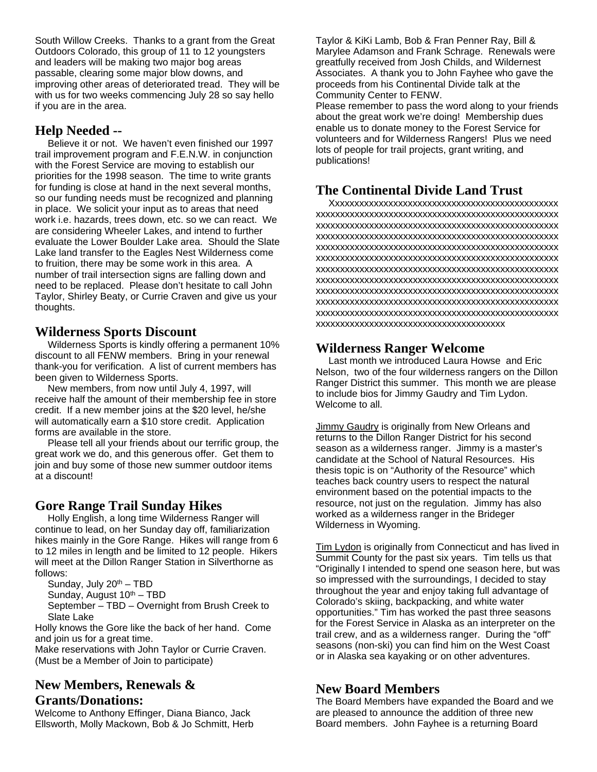South Willow Creeks. Thanks to a grant from the Great Outdoors Colorado, this group of 11 to 12 youngsters and leaders will be making two major bog areas passable, clearing some major blow downs, and improving other areas of deteriorated tread. They will be with us for two weeks commencing July 28 so say hello if you are in the area.

## Help Needed --

Believe it or not. We haven't even finished our 1997 trail improvement program and F.E.N.W. in conjunction with the Forest Service are moving to establish our priorities for the 1998 season. The time to write grants for funding is close at hand in the next several months, so our funding needs must be recognized and planning in place. We solicit your input as to areas that need work i.e. hazards, trees down, etc. so we can react. We are considering Wheeler Lakes, and intend to further evaluate the Lower Boulder Lake area. Should the Slate Lake land transfer to the Eagles Nest Wilderness come to fruition, there may be some work in this area. A number of trail intersection signs are falling down and need to be replaced. Please don't hesitate to call John Taylor, Shirley Beaty, or Currie Craven and give us your thoughts.

## Wilderness Sports Discount

Wilderness Sports is kindly offering a permanent 10% discount to all FENW members. Bring in your renewal thank-you for verification. A list of current members has been given to Wilderness Sports.

New members, from now until July 4, 1997, will receive half the amount of their membership fee in store credit. If a new member joins at the $20 level, he/she will automatically earn a $10 store credit. Application forms are available in the store.

Please tell all your friends about our terrific group, the great work we do, and this generous offer. Get them to join and buy some of those new summer outdoor items at a discount!

## Gore Range Trail Sunday Hikes

Holly English, a long time Wilderness Ranger will continue to lead, on her Sunday day off, familiarization hikes mainly in the Gore Range. Hikes will range from 6 to 12 miles in length and be limited to 12 people. Hikers will meet at the Dillon Ranger Station in Silverthorne as follows:

Sunday, July 20th – TBD
Sunday, August 10th – TBD
September – TBD – Overnight from Brush Creek to Slate Lake

Holly knows the Gore like the back of her hand. Come and join us for a great time.

Make reservations with John Taylor or Currie Craven. (Must be a Member of Join to participate)

## New Members, Renewals & Grants/Donations:

Welcome to Anthony Effinger, Diana Bianco, Jack Ellsworth, Molly Mackown, Bob & Jo Schmitt, Herb Taylor & KiKi Lamb, Bob & Fran Penner Ray, Bill & Marylee Adamson and Frank Schrage. Renewals were greatfully received from Josh Childs, and Wildernest Associates. A thank you to John Fayhee who gave the proceeds from his Continental Divide talk at the Community Center to FENW.

Please remember to pass the word along to your friends about the great work we're doing! Membership dues enable us to donate money to the Forest Service for volunteers and for Wilderness Rangers! Plus we need lots of people for trail projects, grant writing, and publications!

## The Continental Divide Land Trust

Xxxxxxxxxxxxxxxxxxxxxxxxxxxxxxxxxxxxxxxxxxxxxxx xxxxxxxxxxxxxxxxxxxxxxxxxxxxxxxxxxxxxxxxxxxxxxxxxx xxxxxxxxxxxxxxxxxxxxxxxxxxxxxxxxxxxxxxxxxxxxxxxxxx xxxxxxxxxxxxxxxxxxxxxxxxxxxxxxxxxxxxxxxxxxxxxxxxxx xxxxxxxxxxxxxxxxxxxxxxxxxxxxxxxxxxxxxxxxxxxxxxxxxx xxxxxxxxxxxxxxxxxxxxxxxxxxxxxxxxxxxxxxxxxxxxxxxxxx xxxxxxxxxxxxxxxxxxxxxxxxxxxxxxxxxxxxxxxxxxxxxxxxxx xxxxxxxxxxxxxxxxxxxxxxxxxxxxxxxxxxxxxxxxxxxxxxxxxx xxxxxxxxxxxxxxxxxxxxxxxxxxxxxxxxxxxxxxxxxxxxxxxxxx xxxxxxxxxxxxxxxxxxxxxxxxxxxxxxxxxxxxxxxxxxxxxxxxxx xxxxxxxxxxxxxxxxxxxxxxxxxxxxxxxxxxxxxxxxxxxxxxxxxx xxxxxxxxxxxxxxxxxxxxxxxxxxxxxxxxxxxxxxx

## Wilderness Ranger Welcome

Last month we introduced Laura Howse and Eric Nelson, two of the four wilderness rangers on the Dillon Ranger District this summer. This month we are please to include bios for Jimmy Gaudry and Tim Lydon. Welcome to all.

Jimmy Gaudry is originally from New Orleans and returns to the Dillon Ranger District for his second season as a wilderness ranger. Jimmy is a master's candidate at the School of Natural Resources. His thesis topic is on "Authority of the Resource" which teaches back country users to respect the natural environment based on the potential impacts to the resource, not just on the regulation. Jimmy has also worked as a wilderness ranger in the Brideger Wilderness in Wyoming.

Tim Lydon is originally from Connecticut and has lived in Summit County for the past six years. Tim tells us that "Originally I intended to spend one season here, but was so impressed with the surroundings, I decided to stay throughout the year and enjoy taking full advantage of Colorado's skiing, backpacking, and white water opportunities." Tim has worked the past three seasons for the Forest Service in Alaska as an interpreter on the trail crew, and as a wilderness ranger. During the "off" seasons (non-ski) you can find him on the West Coast or in Alaska sea kayaking or on other adventures.

## New Board Members

The Board Members have expanded the Board and we are pleased to announce the addition of three new Board members. John Fayhee is a returning Board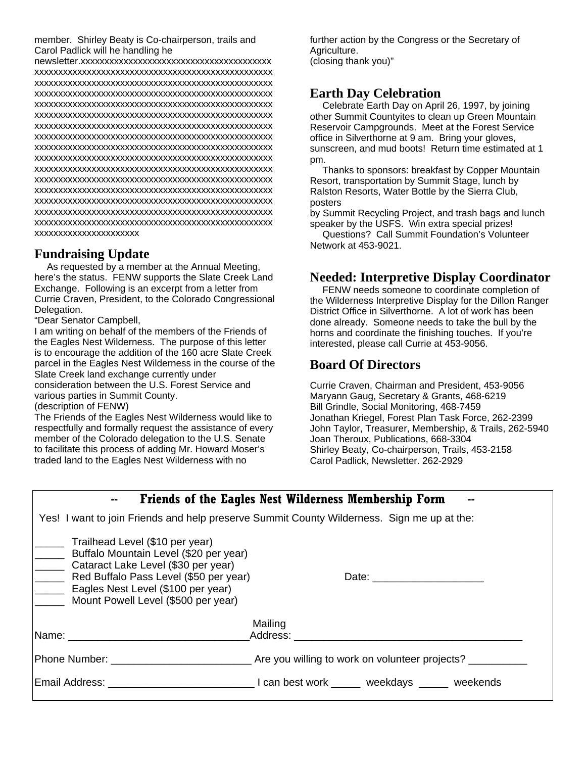member. Shirley Beaty is Co-chairperson, trails and Carol Padlick will he handling he newsletter.xxxxxxxxxxxxxxxxxxxxxxxxxxxxxxxxxxxxxxxxxxxxxxxxxxxxxxxxxxxxxxxxxxxxxxxxxxxxxxxxxxxxxxxxxxxxxxxxxxxxxxxxxxxxxxxxxxxxxxxxxxxxxxxxxxxxxxxxxxxxxxxxxxxxxxxxxxxxxxxxxxxxxxxxxxxxxxxxxxxxxxxxxxxxxxxxxxxxxxxxxxxxxxxxxxxxxxxxxxxxxxxxxxxxxxxxxxxxxxxxxxxxxxxxxxxxxxxxxxxxxxxxxxxxxxxxxxxxxxxxxxxxxxxxxxxxxxxxxxxxxxxxxxxxxxxxxxxxxxxxxxxxxxxxxxxxxxxxxxxxxxxxxxxxxxxxxxxxxxxxxxxxxxxxxxxxxxxxxxxxxxxxxxxxxxxxxxxxxxxxxxxxxxxxxxxxxxxxxxxxxxxxxxxxxxxxxxxxxxxxxxxxxxxxxxxxxxxxxxxxxxxxxxxxxxxxxxxxxxxxxxxxxxxxxxxxxxxxxxxxxxxxxxxxxxxxxxxxxxxxxxxxxxxxxxxxxxxxxxxxxxxxxxxxxxxxxxxxxxxxxxxxxxxxxxxxxxxxxxxxxxxxxxxxxxxxxxxxxxxxxxxxxxxxxxxxxxxxxxxxxxxxxxxxxxxxxxxxxxxxxxxxxxxxxxxxxxxxxxxxxxxxxxxxxxxxxxxxxxxxxxxxxxxxxxxxxxxxxxxxxxxxxxxxxxxxxxxxxxxxxxxxxxxxxxxxxxxxxxxxxxxxxxxxxxxxxxxxxxxxxxxxxxxxxxxxxxxxxxxxxxxxxxxxxxxxxxxxxxxxxxxxxxxxxxxxxxxxxxxxxxxxxxxxxxxxxxxxxxxxxxxxxxxxxxxxxxxxxxxxxxxxxxxxxxxxxxxxxxxxxxxxxxxxxxxxxxxxxxxxxxxxxxxxxxxxxxxxxxxxxxxxxxxxxxxxxxxxx

## Fundraising Update

As requested by a member at the Annual Meeting, here's the status. FENW supports the Slate Creek Land Exchange. Following is an excerpt from a letter from Currie Craven, President, to the Colorado Congressional Delegation.

"Dear Senator Campbell,

I am writing on behalf of the members of the Friends of the Eagles Nest Wilderness. The purpose of this letter is to encourage the addition of the 160 acre Slate Creek parcel in the Eagles Nest Wilderness in the course of the Slate Creek land exchange currently under consideration between the U.S. Forest Service and various parties in Summit County.

(description of FENW)

The Friends of the Eagles Nest Wilderness would like to respectfully and formally request the assistance of every member of the Colorado delegation to the U.S. Senate to facilitate this process of adding Mr. Howard Moser's traded land to the Eagles Nest Wilderness with no further action by the Congress or the Secretary of Agriculture.

(closing thank you)"

## Earth Day Celebration

Celebrate Earth Day on April 26, 1997, by joining other Summit Countyites to clean up Green Mountain Reservoir Campgrounds. Meet at the Forest Service office in Silverthorne at 9 am. Bring your gloves, sunscreen, and mud boots! Return time estimated at 1 pm.

Thanks to sponsors: breakfast by Copper Mountain Resort, transportation by Summit Stage, lunch by Ralston Resorts, Water Bottle by the Sierra Club, posters
by Summit Recycling Project, and trash bags and lunch speaker by the USFS. Win extra special prizes!

Questions? Call Summit Foundation's Volunteer Network at 453-9021.

## Needed: Interpretive Display Coordinator

FENW needs someone to coordinate completion of the Wilderness Interpretive Display for the Dillon Ranger District Office in Silverthorne. A lot of work has been done already. Someone needs to take the bull by the horns and coordinate the finishing touches. If you're interested, please call Currie at 453-9056.

## Board Of Directors

Currie Craven, Chairman and President, 453-9056
Maryann Gaug, Secretary & Grants, 468-6219
Bill Grindle, Social Monitoring, 468-7459
Jonathan Kriegel, Forest Plan Task Force, 262-2399
John Taylor, Treasurer, Membership, & Trails, 262-5940
Joan Theroux, Publications, 668-3304
Shirley Beaty, Co-chairperson, Trails, 453-2158
Carol Padlick, Newsletter. 262-2929

## -- Friends of the Eagles Nest Wilderness Membership Form --

Yes! I want to join Friends and help preserve Summit County Wilderness. Sign me up at the:

_____ Trailhead Level ($10 per year)
_____ Buffalo Mountain Level ($20 per year)
_____ Cataract Lake Level ($30 per year)
_____ Red Buffalo Pass Level ($50 per year)
_____ Eagles Nest Level ($100 per year)
_____ Mount Powell Level ($500 per year)

Date: ___________________

Name: ______________________________ Mailing Address: ________________________________________

Phone Number: ________________________ Are you willing to work on volunteer projects? __________

Email Address: ________________________ I can best work _____ weekdays _____ weekends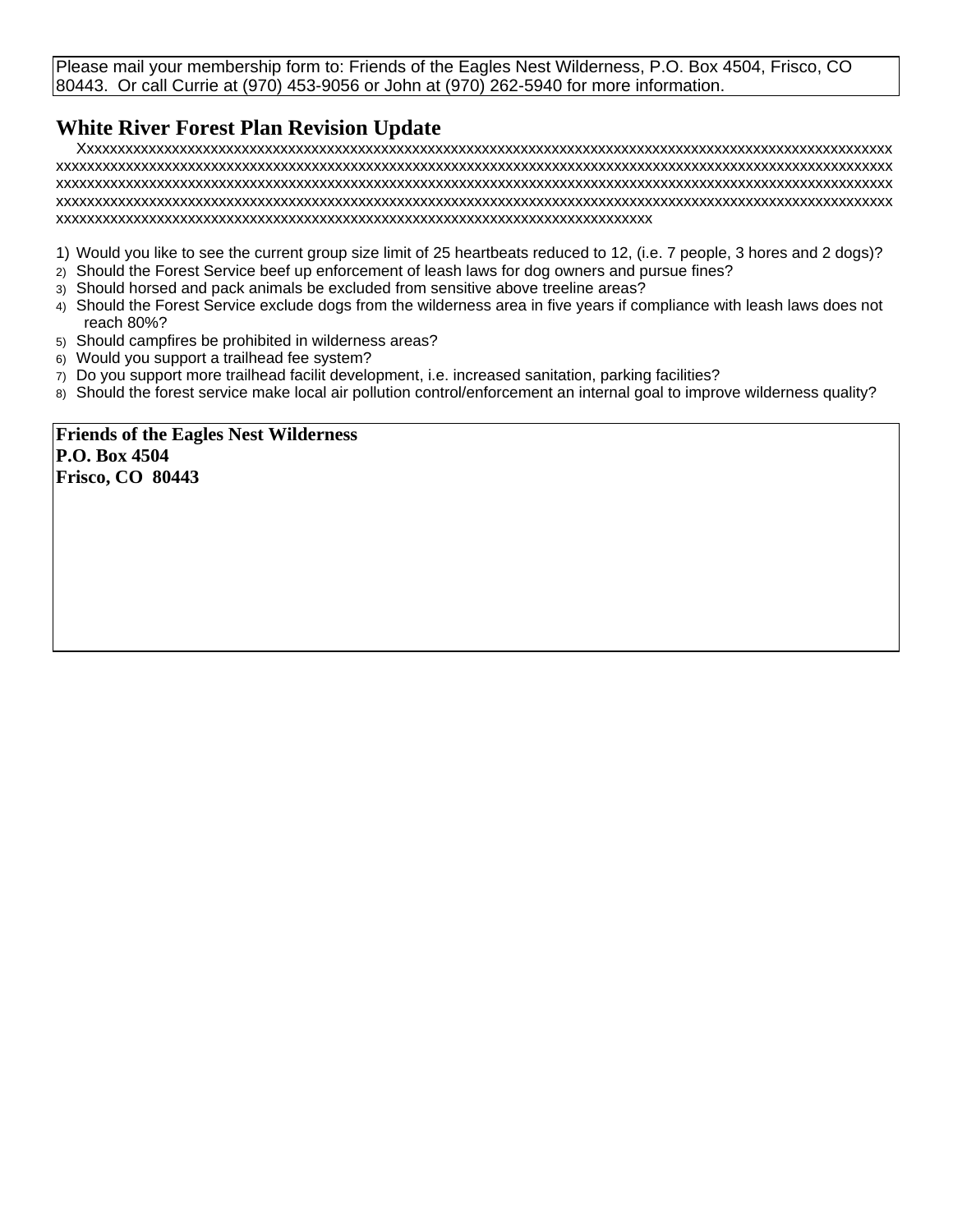Please mail your membership form to: Friends of the Eagles Nest Wilderness, P.O. Box 4504, Frisco, CO 80443. Or call Currie at (970) 453-9056 or John at (970) 262-5940 for more information.

## White River Forest Plan Revision Update

Xxxxxxxxxxxxxxxxxxxxxxxxxxxxxxxxxxxxxxxxxxxxxxxxxxxxxxxxxxxxxxxxxxxxxxxxxxxxxxxxxxxxxxxxxxxxxxxxxxxxxxxxxxxxxxxxxxxxxxxxxxxxxxxxxxxxxxxxxxxxxxxxxxxxxxxxxxxxxxxxxxxxxxxxxxxxxxxxxxxxxxxxxxxxxxxxxxxxxxxxxxxxxxxxxxxxxxxxxxxxxxxxxxxxxxxxxxxxxxxxxxxxxxxxxxxxxxxxxxxxxxxxxxxxxxxxxxxxxxxxxxxxxxxxxxxxxxxxxxxxxxxxxxxxxxxxxxxxxxxxxxxxxxxxxxxxxxxxxxxxxxxxxxxxxxxxxxxxxxxxxxxxxxxxxxxxxxxxxxxxxxxxxxxxxxxxxxxxxxxxxxxxxxxxxxxxxxxxxxxxxxxxxxxxxxxxxxxxxxxxxxxxxxxxxxxxxxxxxxxxxxxxxxxxxxxxxxxxxxxxxxxxxxxxxxxxxxxxxxxxxxxxxxxx

1) Would you like to see the current group size limit of 25 heartbeats reduced to 12, (i.e. 7 people, 3 hores and 2 dogs)?
2) Should the Forest Service beef up enforcement of leash laws for dog owners and pursue fines?
3) Should horsed and pack animals be excluded from sensitive above treeline areas?
4) Should the Forest Service exclude dogs from the wilderness area in five years if compliance with leash laws does not reach 80%?
5) Should campfires be prohibited in wilderness areas?
6) Would you support a trailhead fee system?
7) Do you support more trailhead facilit development, i.e. increased sanitation, parking facilities?
8) Should the forest service make local air pollution control/enforcement an internal goal to improve wilderness quality?

**Friends of the Eagles Nest Wilderness**
**P.O. Box 4504**
**Frisco, CO 80443**